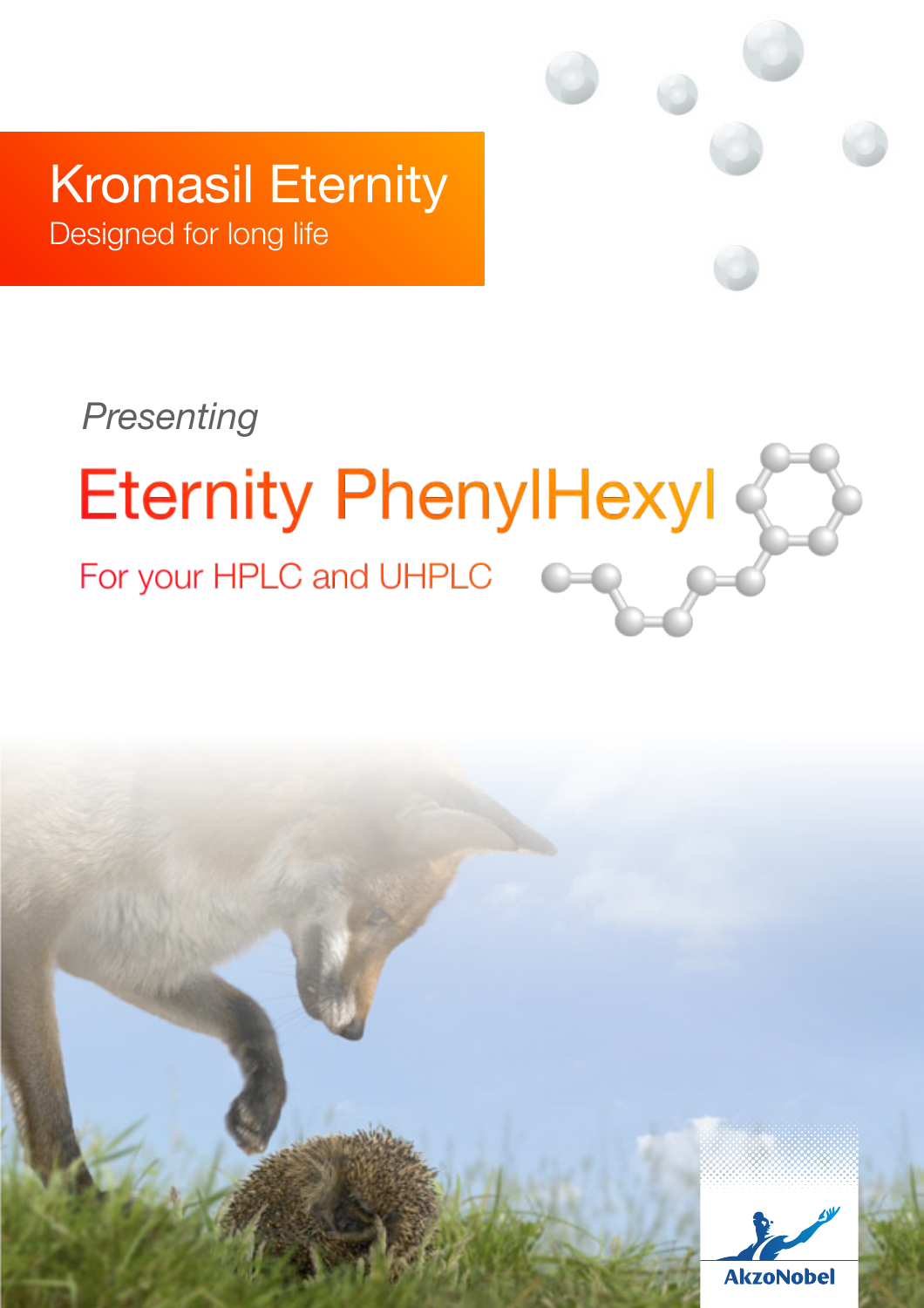# Kromasil Eternity

Designed for long life

*Presenting*

## Eternity PhenylHexyl

For your HPLC and UHPLC

AkzoNobel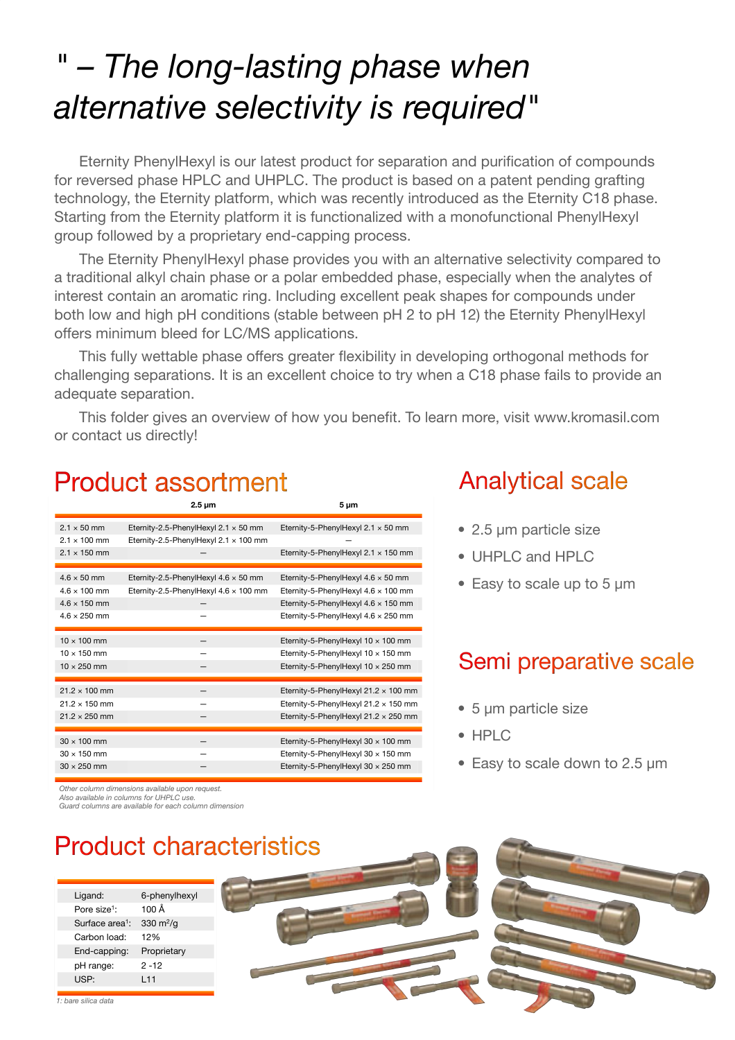# " – The long-lasting phase when alternative selectivity is required"

Eternity PhenylHexyl is our latest product for separation and purification of compounds for reversed phase HPLC and UHPLC. The product is based on a patent pending grafting technology, the Eternity platform, which was recently introduced as the Eternity C18 phase. Starting from the Eternity platform it is functionalized with a monofunctional PhenylHexyl group followed by a proprietary end-capping process.

The Eternity PhenylHexyl phase provides you with an alternative selectivity compared to a traditional alkyl chain phase or a polar embedded phase, especially when the analytes of interest contain an aromatic ring. Including excellent peak shapes for compounds under both low and high pH conditions (stable between pH 2 to pH 12) the Eternity PhenylHexyl offers minimum bleed for LC/MS applications.

This fully wettable phase offers greater flexibility in developing orthogonal methods for challenging separations. It is an excellent choice to try when a C18 phase fails to provide an adequate separation.

This folder gives an overview of how you benefit. To learn more, visit www.kromasil.com or contact us directly!

## Product assortment

| | 2.5 µm | 5 µm |
|---|---|---|
| 2.1 × 50 mm | Eternity-2.5-PhenylHexyl 2.1 × 50 mm | Eternity-5-PhenylHexyl 2.1 × 50 mm |
| 2.1 × 100 mm | Eternity-2.5-PhenylHexyl 2.1 × 100 mm | – |
| 2.1 × 150 mm | – | Eternity-5-PhenylHexyl 2.1 × 150 mm |
| 4.6 × 50 mm | Eternity-2.5-PhenylHexyl 4.6 × 50 mm | Eternity-5-PhenylHexyl 4.6 × 50 mm |
| 4.6 × 100 mm | Eternity-2.5-PhenylHexyl 4.6 × 100 mm | Eternity-5-PhenylHexyl 4.6 × 100 mm |
| 4.6 × 150 mm | – | Eternity-5-PhenylHexyl 4.6 × 150 mm |
| 4.6 × 250 mm | – | Eternity-5-PhenylHexyl 4.6 × 250 mm |
| 10 × 100 mm | – | Eternity-5-PhenylHexyl 10 × 100 mm |
| 10 × 150 mm | – | Eternity-5-PhenylHexyl 10 × 150 mm |
| 10 × 250 mm | – | Eternity-5-PhenylHexyl 10 × 250 mm |
| 21.2 × 100 mm | – | Eternity-5-PhenylHexyl 21.2 × 100 mm |
| 21.2 × 150 mm | – | Eternity-5-PhenylHexyl 21.2 × 150 mm |
| 21.2 × 250 mm | – | Eternity-5-PhenylHexyl 21.2 × 250 mm |
| 30 × 100 mm | – | Eternity-5-PhenylHexyl 30 × 100 mm |
| 30 × 150 mm | – | Eternity-5-PhenylHexyl 30 × 150 mm |
| 30 × 250 mm | – | Eternity-5-PhenylHexyl 30 × 250 mm |

*Other column dimensions available upon request.*
*Also available in columns for UHPLC use.*
*Guard columns are available for each column dimension*

## Analytical scale

- 2.5 µm particle size
- UHPLC and HPLC
- Easy to scale up to 5 µm

## Semi preparative scale

- 5 µm particle size
- HPLC
- Easy to scale down to 2.5 µm

## Product characteristics

| | |
|---|---|
| Ligand: | 6-phenylhexyl |
| Pore size[1]: | 100 Å |
| Surface area[1]: | 330 m²/g |
| Carbon load: | 12% |
| End-capping: | Proprietary |
| pH range: | 2 -12 |
| USP: | L11 |

*1: bare silica data*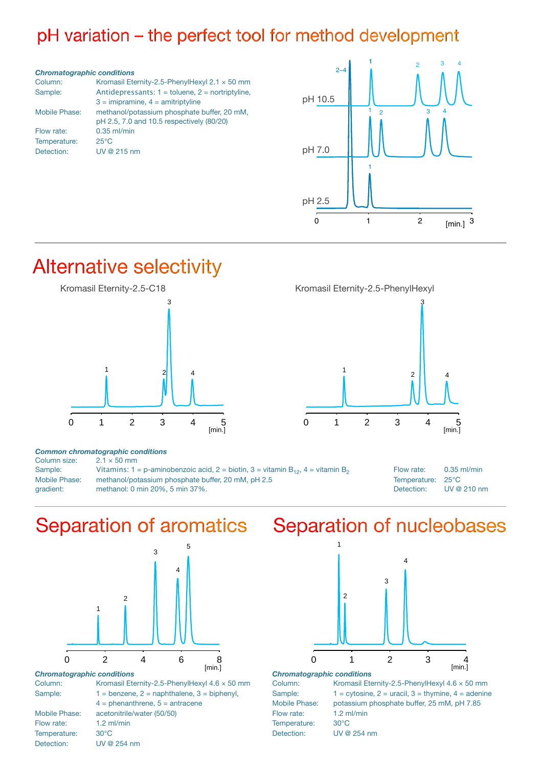# pH variation – the perfect tool for method development

***Chromatographic conditions***

| | |
|---|---|
| Column: | Kromasil Eternity-2.5-PhenylHexyl 2.1 × 50 mm |
| Sample: | Antidepressants: 1 = toluene, 2 = nortriptyline, 3 = imipramine, 4 = amitriptyline |
| Mobile Phase: | methanol/potassium phosphate buffer, 20 mM, pH 2.5, 7.0 and 10.5 respectively (80/20) |
| Flow rate: | 0.35 ml/min |
| Temperature: | 25°C |
| Detection: | UV @ 215 nm |

# Alternative selectivity

Kromasil Eternity-2.5-C18

Kromasil Eternity-2.5-PhenylHexyl

***Common chromatographic conditions***

| | |
|---|---|
| Column size: | 2.1 × 50 mm |
| Sample: | Vitamins: 1 = p-aminobenzoic acid, 2 = biotin, 3 = vitamin $B_{12}$, 4 = vitamin $B_2$ |
| Mobile Phase: | methanol/potassium phosphate buffer, 20 mM, pH 2.5 |
| gradient: | methanol: 0 min 20%, 5 min 37%. |
| Flow rate: | 0.35 ml/min |
| Temperature: | 25°C |
| Detection: | UV @ 210 nm |

# Separation of aromatics

***Chromatographic conditions***

| | |
|---|---|
| Column: | Kromasil Eternity-2.5-PhenylHexyl 4.6 × 50 mm |
| Sample: | 1 = benzene, 2 = naphthalene, 3 = biphenyl, 4 = phenanthrene, 5 = antracene |
| Mobile Phase: | acetonitrile/water (50/50) |
| Flow rate: | 1.2 ml/min |
| Temperature: | 30°C |
| Detection: | UV @ 254 nm |

# Separation of nucleobases

***Chromatographic conditions***

| | |
|---|---|
| Column: | Kromasil Eternity-2.5-PhenylHexyl 4.6 × 50 mm |
| Sample: | 1 = cytosine, 2 = uracil, 3 = thymine, 4 = adenine |
| Mobile Phase: | potassium phosphate buffer, 25 mM, pH 7.85 |
| Flow rate: | 1.2 ml/min |
| Temperature: | 30°C |
| Detection: | UV @ 254 nm |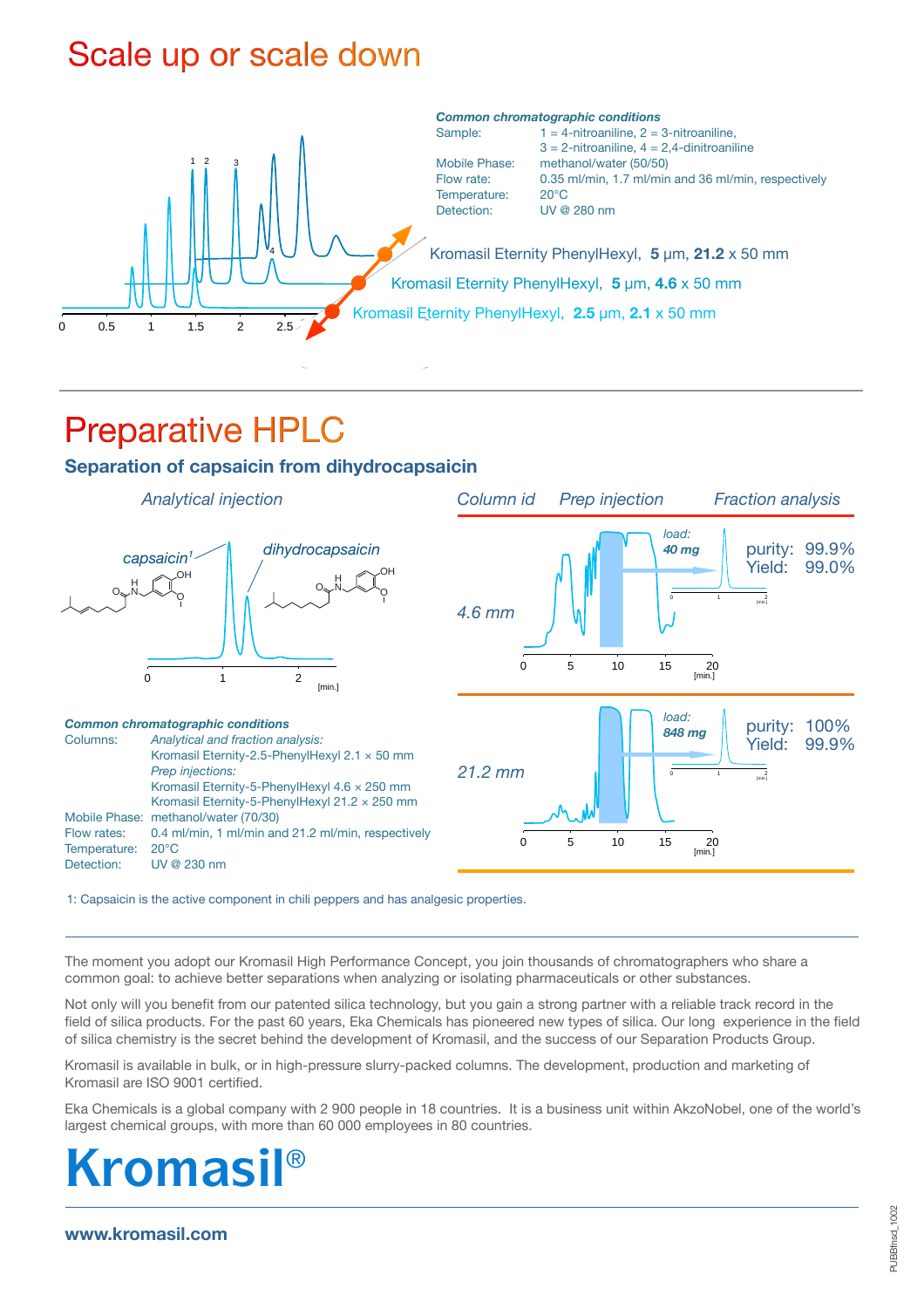# Scale up or scale down

1 2 3 4

0 0.5 1 1.5 2 2.5

**Common chromatographic conditions**

Sample: 1 = 4-nitroaniline, 2 = 3-nitroaniline, 3 = 2-nitroaniline, 4 = 2,4-dinitroaniline

Mobile Phase: methanol/water (50/50)

Flow rate: 0.35 ml/min, 1.7 ml/min and 36 ml/min, respectively

Temperature: 20°C

Detection: UV @ 280 nm

Kromasil Eternity PhenylHexyl, **5** µm, **21.2** x 50 mm

Kromasil Eternity PhenylHexyl, **5** µm, **4.6** x 50 mm

Kromasil Eternity PhenylHexyl, **2.5** µm, **2.1** x 50 mm

# Preparative HPLC

## Separation of capsaicin from dihydrocapsaicin

*Analytical injection*

capsaicin[1]

dihydrocapsaicin

0 1 2 [min.]

*Column id* *Prep injection* *Fraction analysis*

*4.6 mm*

*load:* **40 mg**

0 5 10 15 20 [min.]

purity: 99.9%
Yield: 99.0%

*21.2 mm*

*load:* **848 mg**

0 5 10 15 20 [min.]

purity: 100%
Yield: 99.9%

**Common chromatographic conditions**

Columns: *Analytical and fraction analysis:* Kromasil Eternity-2.5-PhenylHexyl 2.1 × 50 mm
*Prep injections:* Kromasil Eternity-5-PhenylHexyl 4.6 × 250 mm, Kromasil Eternity-5-PhenylHexyl 21.2 × 250 mm

Mobile Phase: methanol/water (70/30)

Flow rates: 0.4 ml/min, 1 ml/min and 21.2 ml/min, respectively

Temperature: 20°C

Detection: UV @ 230 nm

1: Capsaicin is the active component in chili peppers and has analgesic properties.

The moment you adopt our Kromasil High Performance Concept, you join thousands of chromatographers who share a common goal: to achieve better separations when analyzing or isolating pharmaceuticals or other substances.

Not only will you benefit from our patented silica technology, but you gain a strong partner with a reliable track record in the field of silica products. For the past 60 years, Eka Chemicals has pioneered new types of silica. Our long experience in the field of silica chemistry is the secret behind the development of Kromasil, and the success of our Separation Products Group.

Kromasil is available in bulk, or in high-pressure slurry-packed columns. The development, production and marketing of Kromasil are ISO 9001 certified.

Eka Chemicals is a global company with 2 900 people in 18 countries. It is a business unit within AkzoNobel, one of the world's largest chemical groups, with more than 60 000 employees in 80 countries.

**Kromasil®**

**www.kromasil.com**

PUBBfnsd_1002